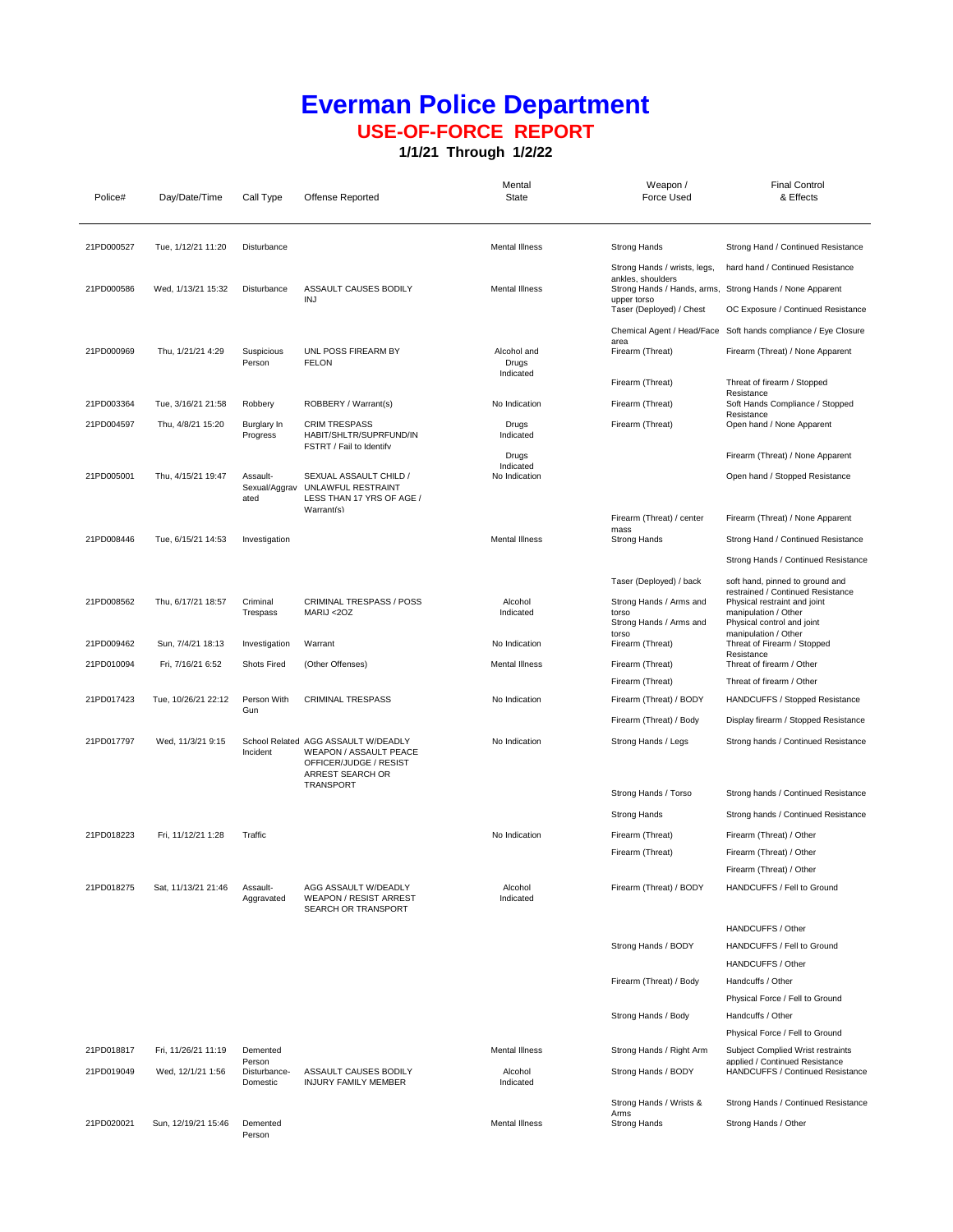# Everman Police Department

## USE-OF-FORCE REPORT

**1/1/21 Through 1/2/22**

| Police# | Day/Date/Time | Call Type | Offense Reported | Mental State | Weapon / Force Used | Final Control & Effects |
|---|---|---|---|---|---|---|
| 21PD000527 | Tue, 1/12/21 11:20 | Disturbance | | Mental Illness | Strong Hands | Strong Hand / Continued Resistance |
| | | | | | Strong Hands / wrists, legs, ankles, shoulders | hard hand / Continued Resistance |
| 21PD000586 | Wed, 1/13/21 15:32 | Disturbance | ASSAULT CAUSES BODILY INJ | Mental Illness | Strong Hands / Hands, arms, upper torso | Strong Hands / None Apparent |
| | | | | | Taser (Deployed) / Chest | OC Exposure / Continued Resistance |
| | | | | | Chemical Agent / Head/Face area | Soft hands compliance / Eye Closure |
| 21PD000969 | Thu, 1/21/21 4:29 | Suspicious Person | UNL POSS FIREARM BY FELON | Alcohol and Drugs Indicated | Firearm (Threat) | Firearm (Threat) / None Apparent |
| | | | | | Firearm (Threat) | Threat of firearm / Stopped Resistance |
| 21PD003364 | Tue, 3/16/21 21:58 | Robbery | ROBBERY / Warrant(s) | No Indication | Firearm (Threat) | Soft Hands Compliance / Stopped Resistance |
| 21PD004597 | Thu, 4/8/21 15:20 | Burglary In Progress | CRIM TRESPASS HABIT/SHLTR/SUPRFUND/IN FSTRT / Fail to Identify | Drugs Indicated | Firearm (Threat) | Open hand / None Apparent |
| | | | | Drugs Indicated | | Firearm (Threat) / None Apparent |
| 21PD005001 | Thu, 4/15/21 19:47 | Assault-Sexual/Aggravated | SEXUAL ASSAULT CHILD / UNLAWFUL RESTRAINT LESS THAN 17 YRS OF AGE / Warrant(s) | No Indication | | Open hand / Stopped Resistance |
| | | | | | Firearm (Threat) / center mass | Firearm (Threat) / None Apparent |
| 21PD008446 | Tue, 6/15/21 14:53 | Investigation | | Mental Illness | Strong Hands | Strong Hand / Continued Resistance |
| | | | | | | Strong Hands / Continued Resistance |
| | | | | | Taser (Deployed) / back | soft hand, pinned to ground and restrained / Continued Resistance |
| 21PD008562 | Thu, 6/17/21 18:57 | Criminal Trespass | CRIMINAL TRESPASS / POSS MARIJ <2OZ | Alcohol Indicated | Strong Hands / Arms and torso | Physical restraint and joint manipulation / Other |
| | | | | | Strong Hands / Arms and torso | Physical control and joint manipulation / Other |
| 21PD009462 | Sun, 7/4/21 18:13 | Investigation | Warrant | No Indication | Firearm (Threat) | Threat of Firearm / Stopped Resistance |
| 21PD010094 | Fri, 7/16/21 6:52 | Shots Fired | (Other Offenses) | Mental Illness | Firearm (Threat) | Threat of firearm / Other |
| | | | | | Firearm (Threat) | Threat of firearm / Other |
| 21PD017423 | Tue, 10/26/21 22:12 | Person With Gun | CRIMINAL TRESPASS | No Indication | Firearm (Threat) / BODY | HANDCUFFS / Stopped Resistance |
| | | | | | Firearm (Threat) / Body | Display firearm / Stopped Resistance |
| 21PD017797 | Wed, 11/3/21 9:15 | School Related Incident | AGG ASSAULT W/DEADLY WEAPON / ASSAULT PEACE OFFICER/JUDGE / RESIST ARREST SEARCH OR TRANSPORT | No Indication | Strong Hands / Legs | Strong hands / Continued Resistance |
| | | | | | Strong Hands / Torso | Strong hands / Continued Resistance |
| | | | | | Strong Hands | Strong hands / Continued Resistance |
| 21PD018223 | Fri, 11/12/21 1:28 | Traffic | | No Indication | Firearm (Threat) | Firearm (Threat) / Other |
| | | | | | Firearm (Threat) | Firearm (Threat) / Other |
| | | | | | | Firearm (Threat) / Other |
| 21PD018275 | Sat, 11/13/21 21:46 | Assault-Aggravated | AGG ASSAULT W/DEADLY WEAPON / RESIST ARREST SEARCH OR TRANSPORT | Alcohol Indicated | Firearm (Threat) / BODY | HANDCUFFS / Fell to Ground |
| | | | | | | HANDCUFFS / Other |
| | | | | | Strong Hands / BODY | HANDCUFFS / Fell to Ground |
| | | | | | | HANDCUFFS / Other |
| | | | | | Firearm (Threat) / Body | Handcuffs / Other |
| | | | | | | Physical Force / Fell to Ground |
| | | | | | Strong Hands / Body | Handcuffs / Other |
| | | | | | | Physical Force / Fell to Ground |
| 21PD018817 | Fri, 11/26/21 11:19 | Demented Person | | Mental Illness | Strong Hands / Right Arm | Subject Complied Wrist restraints applied / Continued Resistance |
| 21PD019049 | Wed, 12/1/21 1:56 | Disturbance-Domestic | ASSAULT CAUSES BODILY INJURY FAMILY MEMBER | Alcohol Indicated | Strong Hands / BODY | HANDCUFFS / Continued Resistance |
| | | | | | Strong Hands / Wrists & Arms | Strong Hands / Continued Resistance |
| 21PD020021 | Sun, 12/19/21 15:46 | Demented Person | | Mental Illness | Strong Hands | Strong Hands / Other |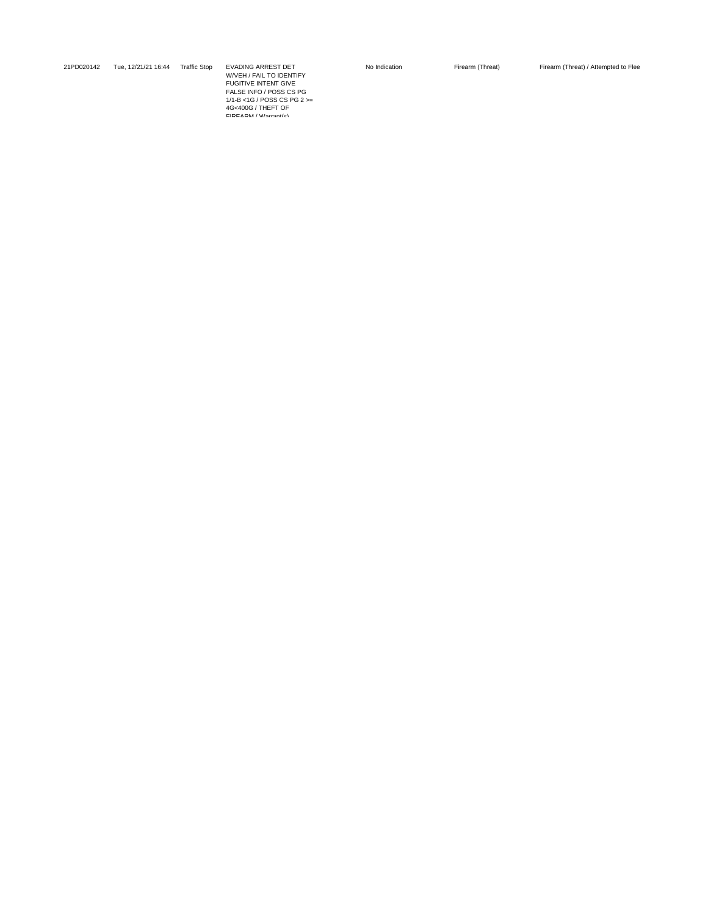| | | | | | | |
|---|---|---|---|---|---|---|
| 21PD020142 | Tue, 12/21/21 16:44 | Traffic Stop | EVADING ARREST DET W/VEH / FAIL TO IDENTIFY FUGITIVE INTENT GIVE FALSE INFO / POSS CS PG 1/1-B <1G / POSS CS PG 2 >= 4G<400G / THEFT OF FIREARM / Warrant(s) | No Indication | Firearm (Threat) | Firearm (Threat) / Attempted to Flee |